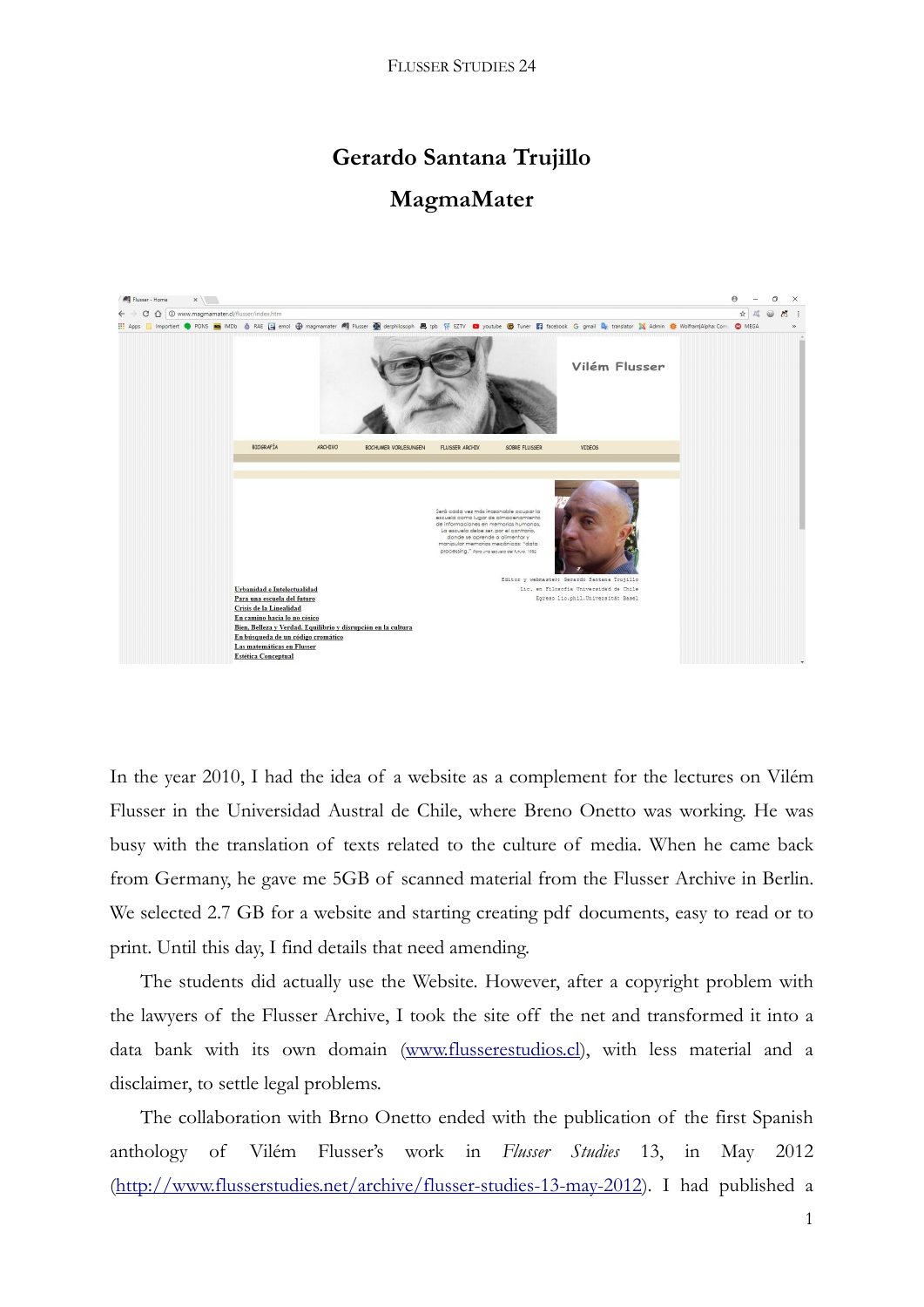# Gerardo Santana Trujillo

## MagmaMater

In the year 2010, I had the idea of a website as a complement for the lectures on Vilém Flusser in the Universidad Austral de Chile, where Breno Onetto was working. He was busy with the translation of texts related to the culture of media. When he came back from Germany, he gave me 5GB of scanned material from the Flusser Archive in Berlin. We selected 2.7 GB for a website and starting creating pdf documents, easy to read or to print. Until this day, I find details that need amending.

The students did actually use the Website. However, after a copyright problem with the lawyers of the Flusser Archive, I took the site off the net and transformed it into a data bank with its own domain ([www.flusserestudios.cl](http://www.flusserestudios.cl)), with less material and a disclaimer, to settle legal problems.

The collaboration with Brno Onetto ended with the publication of the first Spanish anthology of Vilém Flusser's work in *Flusser Studies* 13, in May 2012 ([http://www.flusserstudies.net/archive/flusser-studies-13-may-2012](http://www.flusserstudies.net/archive/flusser-studies-13-may-2012)). I had published a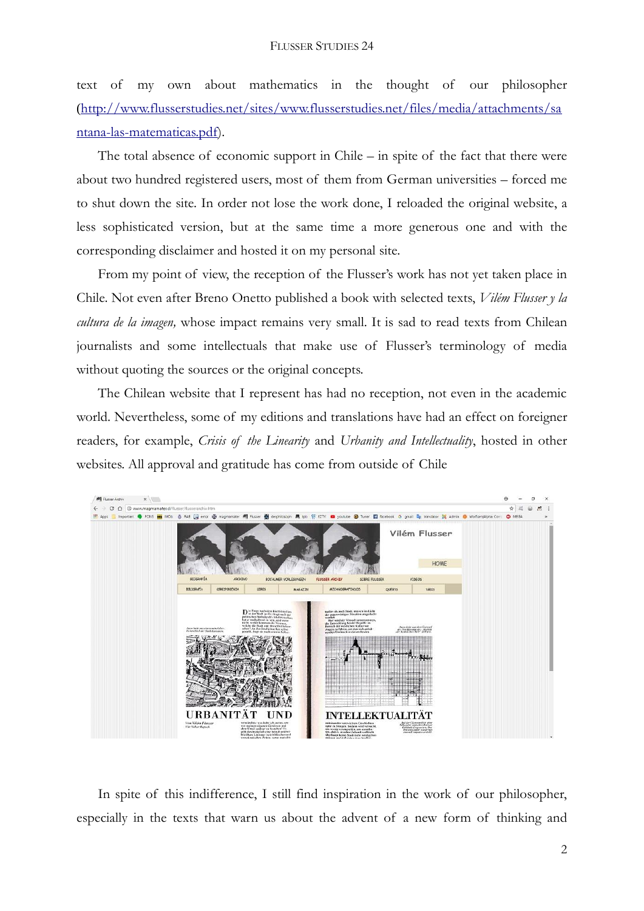text of my own about mathematics in the thought of our philosopher (http://www.flusserstudies.net/sites/www.flusserstudies.net/files/media/attachments/santana-las-matematicas.pdf).

The total absence of economic support in Chile – in spite of the fact that there were about two hundred registered users, most of them from German universities – forced me to shut down the site. In order not lose the work done, I reloaded the original website, a less sophisticated version, but at the same time a more generous one and with the corresponding disclaimer and hosted it on my personal site.

From my point of view, the reception of the Flusser's work has not yet taken place in Chile. Not even after Breno Onetto published a book with selected texts, *Vilém Flusser y la cultura de la imagen,* whose impact remains very small. It is sad to read texts from Chilean journalists and some intellectuals that make use of Flusser's terminology of media without quoting the sources or the original concepts.

The Chilean website that I represent has had no reception, not even in the academic world. Nevertheless, some of my editions and translations have had an effect on foreigner readers, for example, *Crisis of the Linearity* and *Urbanity and Intellectuality*, hosted in other websites. All approval and gratitude has come from outside of Chile

In spite of this indifference, I still find inspiration in the work of our philosopher, especially in the texts that warn us about the advent of a new form of thinking and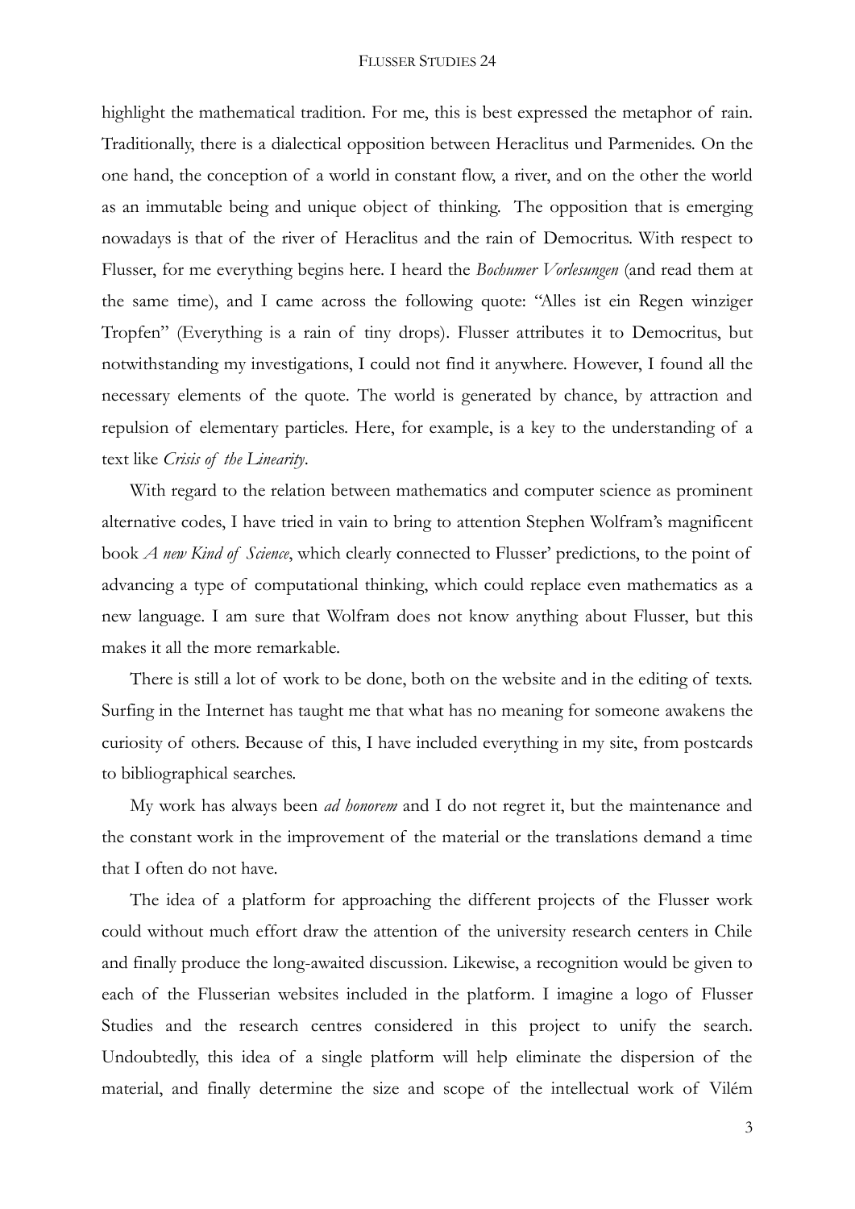highlight the mathematical tradition. For me, this is best expressed the metaphor of rain. Traditionally, there is a dialectical opposition between Heraclitus und Parmenides. On the one hand, the conception of a world in constant flow, a river, and on the other the world as an immutable being and unique object of thinking. The opposition that is emerging nowadays is that of the river of Heraclitus and the rain of Democritus. With respect to Flusser, for me everything begins here. I heard the *Bochumer Vorlesungen* (and read them at the same time), and I came across the following quote: "Alles ist ein Regen winziger Tropfen" (Everything is a rain of tiny drops). Flusser attributes it to Democritus, but notwithstanding my investigations, I could not find it anywhere. However, I found all the necessary elements of the quote. The world is generated by chance, by attraction and repulsion of elementary particles. Here, for example, is a key to the understanding of a text like *Crisis of the Linearity*.

With regard to the relation between mathematics and computer science as prominent alternative codes, I have tried in vain to bring to attention Stephen Wolfram's magnificent book *A new Kind of Science*, which clearly connected to Flusser' predictions, to the point of advancing a type of computational thinking, which could replace even mathematics as a new language. I am sure that Wolfram does not know anything about Flusser, but this makes it all the more remarkable.

There is still a lot of work to be done, both on the website and in the editing of texts. Surfing in the Internet has taught me that what has no meaning for someone awakens the curiosity of others. Because of this, I have included everything in my site, from postcards to bibliographical searches.

My work has always been *ad honorem* and I do not regret it, but the maintenance and the constant work in the improvement of the material or the translations demand a time that I often do not have.

The idea of a platform for approaching the different projects of the Flusser work could without much effort draw the attention of the university research centers in Chile and finally produce the long-awaited discussion. Likewise, a recognition would be given to each of the Flusserian websites included in the platform. I imagine a logo of Flusser Studies and the research centres considered in this project to unify the search. Undoubtedly, this idea of a single platform will help eliminate the dispersion of the material, and finally determine the size and scope of the intellectual work of Vilém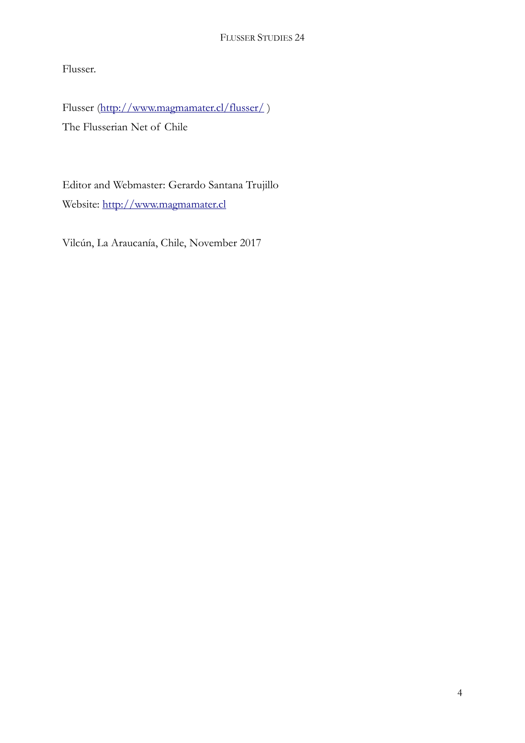Flusser.

Flusser (http://www.magmamater.cl/flusser/ )
The Flusserian Net of Chile

Editor and Webmaster: Gerardo Santana Trujillo
Website: http://www.magmamater.cl

Vilcún, La Araucanía, Chile, November 2017